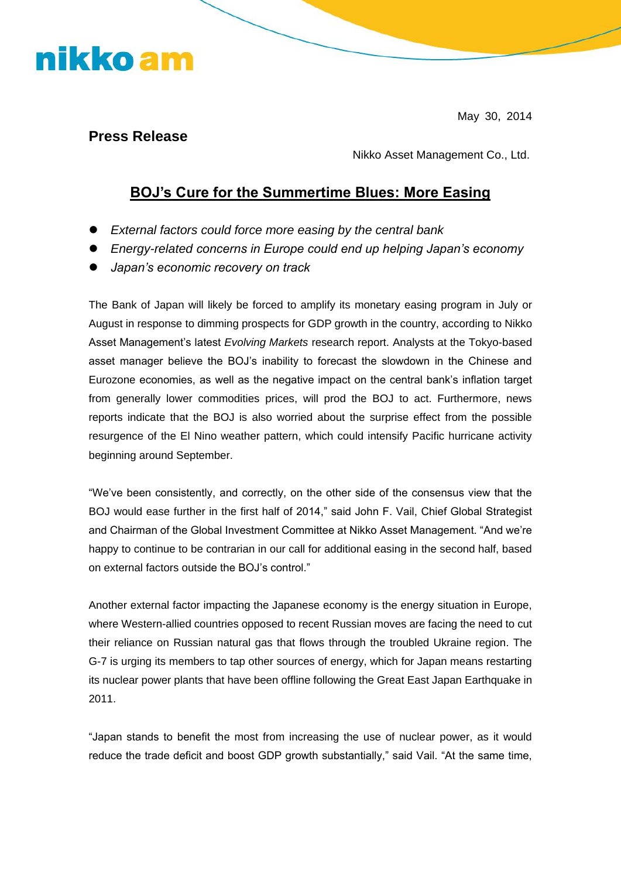nikko am

May 30, 2014

**Press Release**

Nikko Asset Management Co., Ltd.

# BOJ's Cure for the Summertime Blues: More Easing

- *External factors could force more easing by the central bank*
- *Energy-related concerns in Europe could end up helping Japan's economy*
- *Japan's economic recovery on track*

The Bank of Japan will likely be forced to amplify its monetary easing program in July or August in response to dimming prospects for GDP growth in the country, according to Nikko Asset Management's latest *Evolving Markets* research report. Analysts at the Tokyo-based asset manager believe the BOJ's inability to forecast the slowdown in the Chinese and Eurozone economies, as well as the negative impact on the central bank's inflation target from generally lower commodities prices, will prod the BOJ to act. Furthermore, news reports indicate that the BOJ is also worried about the surprise effect from the possible resurgence of the El Nino weather pattern, which could intensify Pacific hurricane activity beginning around September.

"We've been consistently, and correctly, on the other side of the consensus view that the BOJ would ease further in the first half of 2014," said John F. Vail, Chief Global Strategist and Chairman of the Global Investment Committee at Nikko Asset Management. "And we're happy to continue to be contrarian in our call for additional easing in the second half, based on external factors outside the BOJ's control."

Another external factor impacting the Japanese economy is the energy situation in Europe, where Western-allied countries opposed to recent Russian moves are facing the need to cut their reliance on Russian natural gas that flows through the troubled Ukraine region. The G-7 is urging its members to tap other sources of energy, which for Japan means restarting its nuclear power plants that have been offline following the Great East Japan Earthquake in 2011.

"Japan stands to benefit the most from increasing the use of nuclear power, as it would reduce the trade deficit and boost GDP growth substantially," said Vail. "At the same time,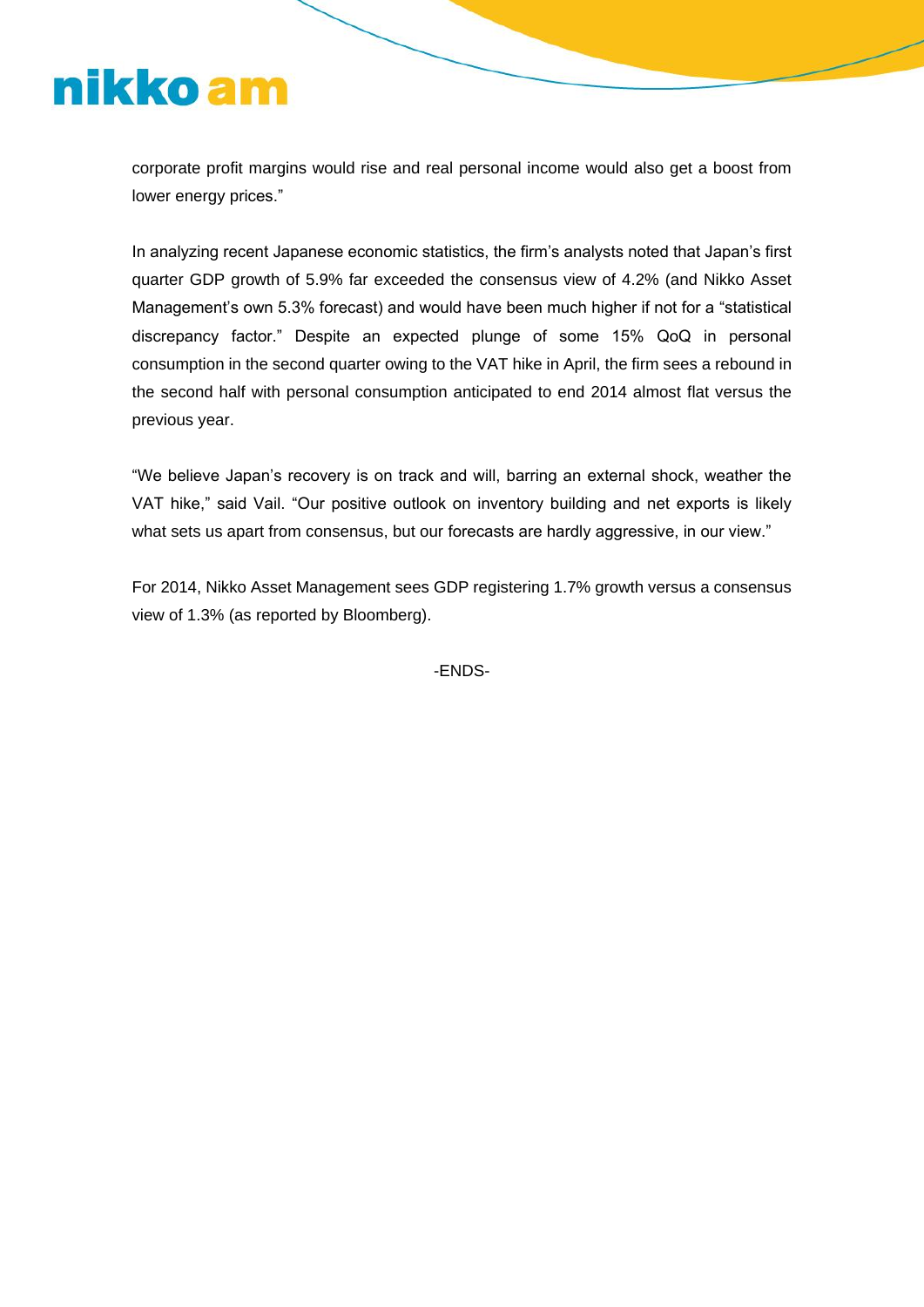corporate profit margins would rise and real personal income would also get a boost from lower energy prices."

In analyzing recent Japanese economic statistics, the firm's analysts noted that Japan's first quarter GDP growth of 5.9% far exceeded the consensus view of 4.2% (and Nikko Asset Management's own 5.3% forecast) and would have been much higher if not for a "statistical discrepancy factor." Despite an expected plunge of some 15% QoQ in personal consumption in the second quarter owing to the VAT hike in April, the firm sees a rebound in the second half with personal consumption anticipated to end 2014 almost flat versus the previous year.

"We believe Japan's recovery is on track and will, barring an external shock, weather the VAT hike," said Vail. "Our positive outlook on inventory building and net exports is likely what sets us apart from consensus, but our forecasts are hardly aggressive, in our view."

For 2014, Nikko Asset Management sees GDP registering 1.7% growth versus a consensus view of 1.3% (as reported by Bloomberg).

-ENDS-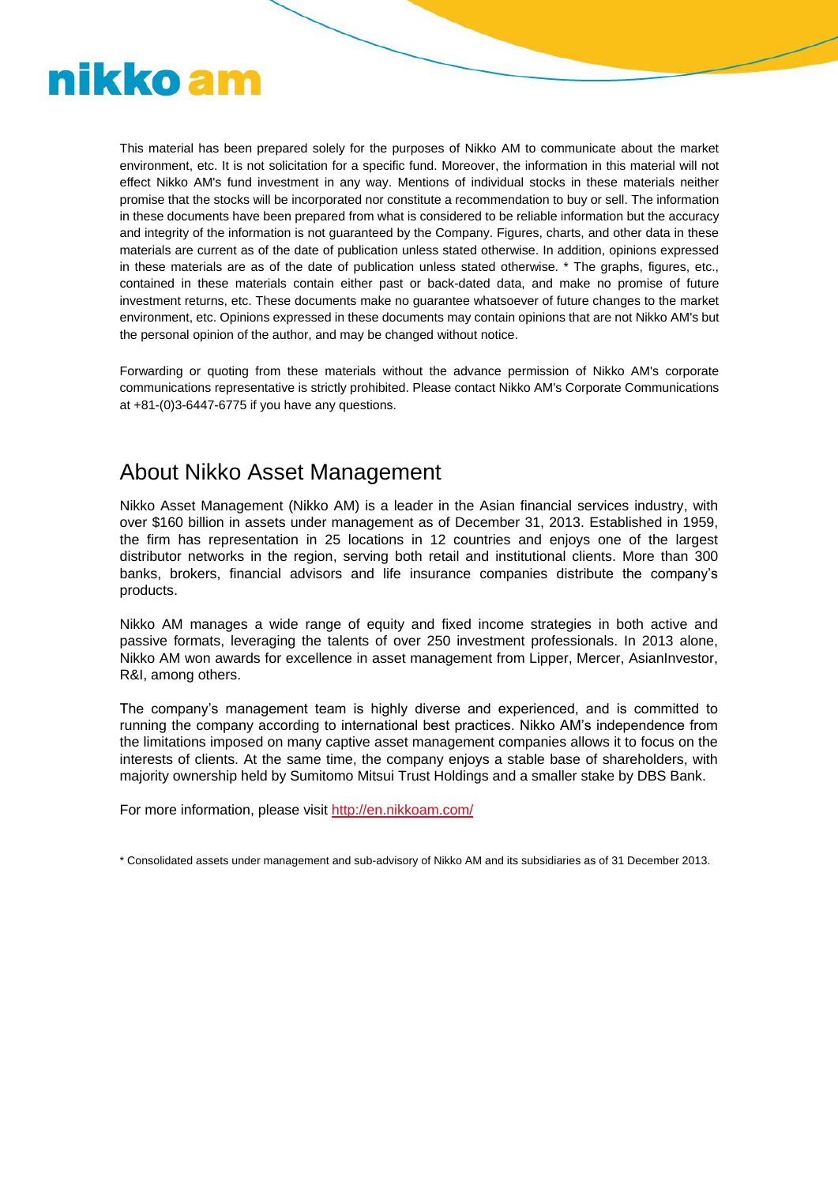This material has been prepared solely for the purposes of Nikko AM to communicate about the market environment, etc. It is not solicitation for a specific fund. Moreover, the information in this material will not effect Nikko AM's fund investment in any way. Mentions of individual stocks in these materials neither promise that the stocks will be incorporated nor constitute a recommendation to buy or sell. The information in these documents have been prepared from what is considered to be reliable information but the accuracy and integrity of the information is not guaranteed by the Company. Figures, charts, and other data in these materials are current as of the date of publication unless stated otherwise. In addition, opinions expressed in these materials are as of the date of publication unless stated otherwise. * The graphs, figures, etc., contained in these materials contain either past or back-dated data, and make no promise of future investment returns, etc. These documents make no guarantee whatsoever of future changes to the market environment, etc. Opinions expressed in these documents may contain opinions that are not Nikko AM's but the personal opinion of the author, and may be changed without notice.

Forwarding or quoting from these materials without the advance permission of Nikko AM's corporate communications representative is strictly prohibited. Please contact Nikko AM's Corporate Communications at +81-(0)3-6447-6775 if you have any questions.

## About Nikko Asset Management

Nikko Asset Management (Nikko AM) is a leader in the Asian financial services industry, with over $160 billion in assets under management as of December 31, 2013. Established in 1959, the firm has representation in 25 locations in 12 countries and enjoys one of the largest distributor networks in the region, serving both retail and institutional clients. More than 300 banks, brokers, financial advisors and life insurance companies distribute the company's products.

Nikko AM manages a wide range of equity and fixed income strategies in both active and passive formats, leveraging the talents of over 250 investment professionals. In 2013 alone, Nikko AM won awards for excellence in asset management from Lipper, Mercer, AsianInvestor, R&I, among others.

The company's management team is highly diverse and experienced, and is committed to running the company according to international best practices. Nikko AM's independence from the limitations imposed on many captive asset management companies allows it to focus on the interests of clients. At the same time, the company enjoys a stable base of shareholders, with majority ownership held by Sumitomo Mitsui Trust Holdings and a smaller stake by DBS Bank.

For more information, please visit http://en.nikkoam.com/

* Consolidated assets under management and sub-advisory of Nikko AM and its subsidiaries as of 31 December 2013.